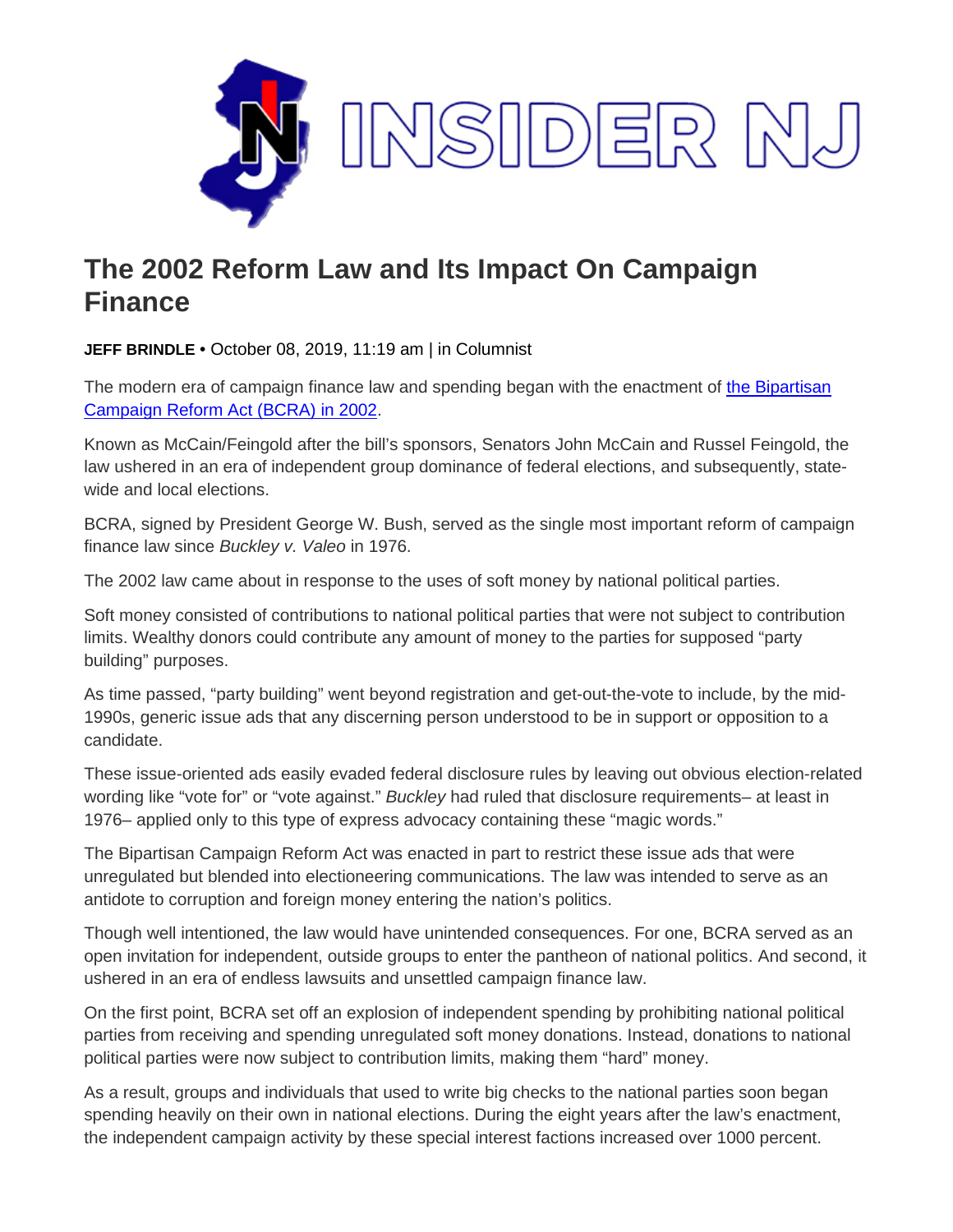INSIDER NJ

# The 2002 Reform Law and Its Impact On Campaign Finance

**JEFF BRINDLE** • October 08, 2019, 11:19 am | in Columnist

The modern era of campaign finance law and spending began with the enactment of [the Bipartisan Campaign Reform Act (BCRA) in 2002](#).

Known as McCain/Feingold after the bill's sponsors, Senators John McCain and Russel Feingold, the law ushered in an era of independent group dominance of federal elections, and subsequently, state-wide and local elections.

BCRA, signed by President George W. Bush, served as the single most important reform of campaign finance law since *Buckley v. Valeo* in 1976.

The 2002 law came about in response to the uses of soft money by national political parties.

Soft money consisted of contributions to national political parties that were not subject to contribution limits. Wealthy donors could contribute any amount of money to the parties for supposed "party building" purposes.

As time passed, "party building" went beyond registration and get-out-the-vote to include, by the mid-1990s, generic issue ads that any discerning person understood to be in support or opposition to a candidate.

These issue-oriented ads easily evaded federal disclosure rules by leaving out obvious election-related wording like "vote for" or "vote against." *Buckley* had ruled that disclosure requirements– at least in 1976– applied only to this type of express advocacy containing these "magic words."

The Bipartisan Campaign Reform Act was enacted in part to restrict these issue ads that were unregulated but blended into electioneering communications. The law was intended to serve as an antidote to corruption and foreign money entering the nation's politics.

Though well intentioned, the law would have unintended consequences. For one, BCRA served as an open invitation for independent, outside groups to enter the pantheon of national politics. And second, it ushered in an era of endless lawsuits and unsettled campaign finance law.

On the first point, BCRA set off an explosion of independent spending by prohibiting national political parties from receiving and spending unregulated soft money donations. Instead, donations to national political parties were now subject to contribution limits, making them "hard" money.

As a result, groups and individuals that used to write big checks to the national parties soon began spending heavily on their own in national elections. During the eight years after the law's enactment, the independent campaign activity by these special interest factions increased over 1000 percent.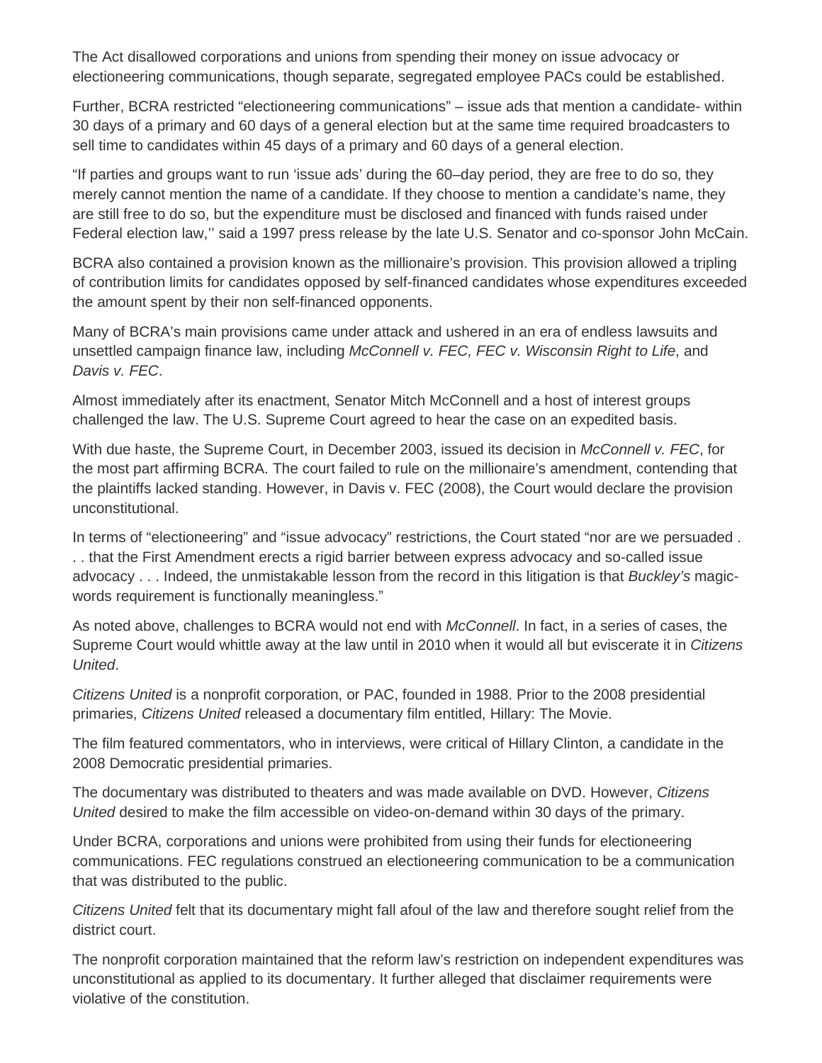The Act disallowed corporations and unions from spending their money on issue advocacy or electioneering communications, though separate, segregated employee PACs could be established.

Further, BCRA restricted "electioneering communications" – issue ads that mention a candidate- within 30 days of a primary and 60 days of a general election but at the same time required broadcasters to sell time to candidates within 45 days of a primary and 60 days of a general election.

"If parties and groups want to run 'issue ads' during the 60–day period, they are free to do so, they merely cannot mention the name of a candidate. If they choose to mention a candidate's name, they are still free to do so, but the expenditure must be disclosed and financed with funds raised under Federal election law,'' said a 1997 press release by the late U.S. Senator and co-sponsor John McCain.

BCRA also contained a provision known as the millionaire's provision. This provision allowed a tripling of contribution limits for candidates opposed by self-financed candidates whose expenditures exceeded the amount spent by their non self-financed opponents.

Many of BCRA's main provisions came under attack and ushered in an era of endless lawsuits and unsettled campaign finance law, including *McConnell v. FEC, FEC v. Wisconsin Right to Life*, and *Davis v. FEC*.

Almost immediately after its enactment, Senator Mitch McConnell and a host of interest groups challenged the law. The U.S. Supreme Court agreed to hear the case on an expedited basis.

With due haste, the Supreme Court, in December 2003, issued its decision in *McConnell v. FEC*, for the most part affirming BCRA. The court failed to rule on the millionaire's amendment, contending that the plaintiffs lacked standing. However, in Davis v. FEC (2008), the Court would declare the provision unconstitutional.

In terms of "electioneering" and "issue advocacy" restrictions, the Court stated "nor are we persuaded . . . that the First Amendment erects a rigid barrier between express advocacy and so-called issue advocacy . . . Indeed, the unmistakable lesson from the record in this litigation is that *Buckley's* magic-words requirement is functionally meaningless."

As noted above, challenges to BCRA would not end with *McConnell*. In fact, in a series of cases, the Supreme Court would whittle away at the law until in 2010 when it would all but eviscerate it in *Citizens United*.

*Citizens United* is a nonprofit corporation, or PAC, founded in 1988. Prior to the 2008 presidential primaries, *Citizens United* released a documentary film entitled, Hillary: The Movie.

The film featured commentators, who in interviews, were critical of Hillary Clinton, a candidate in the 2008 Democratic presidential primaries.

The documentary was distributed to theaters and was made available on DVD. However, *Citizens United* desired to make the film accessible on video-on-demand within 30 days of the primary.

Under BCRA, corporations and unions were prohibited from using their funds for electioneering communications. FEC regulations construed an electioneering communication to be a communication that was distributed to the public.

*Citizens United* felt that its documentary might fall afoul of the law and therefore sought relief from the district court.

The nonprofit corporation maintained that the reform law's restriction on independent expenditures was unconstitutional as applied to its documentary. It further alleged that disclaimer requirements were violative of the constitution.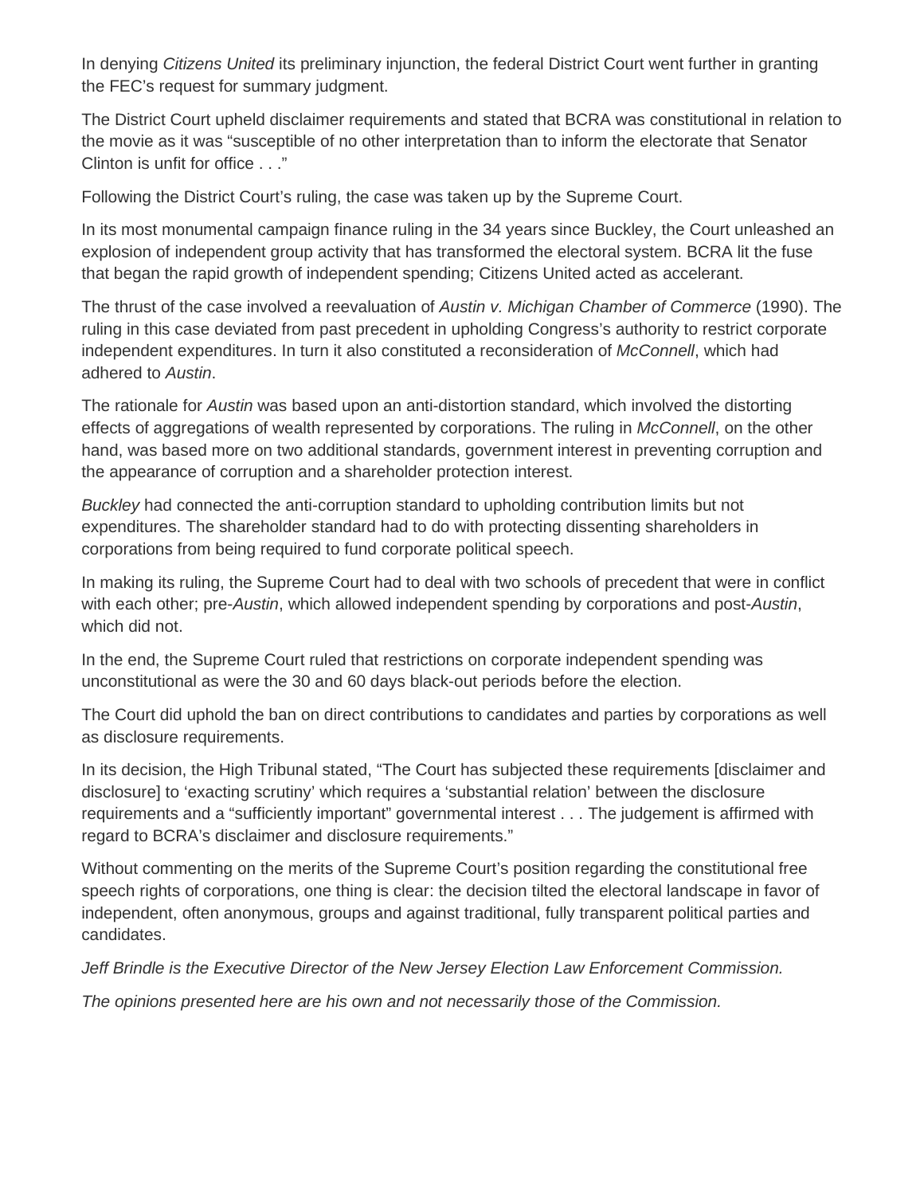In denying *Citizens United* its preliminary injunction, the federal District Court went further in granting the FEC's request for summary judgment.

The District Court upheld disclaimer requirements and stated that BCRA was constitutional in relation to the movie as it was "susceptible of no other interpretation than to inform the electorate that Senator Clinton is unfit for office . . ."

Following the District Court's ruling, the case was taken up by the Supreme Court.

In its most monumental campaign finance ruling in the 34 years since Buckley, the Court unleashed an explosion of independent group activity that has transformed the electoral system. BCRA lit the fuse that began the rapid growth of independent spending; Citizens United acted as accelerant.

The thrust of the case involved a reevaluation of *Austin v. Michigan Chamber of Commerce* (1990). The ruling in this case deviated from past precedent in upholding Congress's authority to restrict corporate independent expenditures. In turn it also constituted a reconsideration of *McConnell*, which had adhered to *Austin*.

The rationale for *Austin* was based upon an anti-distortion standard, which involved the distorting effects of aggregations of wealth represented by corporations. The ruling in *McConnell*, on the other hand, was based more on two additional standards, government interest in preventing corruption and the appearance of corruption and a shareholder protection interest.

*Buckley* had connected the anti-corruption standard to upholding contribution limits but not expenditures. The shareholder standard had to do with protecting dissenting shareholders in corporations from being required to fund corporate political speech.

In making its ruling, the Supreme Court had to deal with two schools of precedent that were in conflict with each other; pre-*Austin*, which allowed independent spending by corporations and post-*Austin*, which did not.

In the end, the Supreme Court ruled that restrictions on corporate independent spending was unconstitutional as were the 30 and 60 days black-out periods before the election.

The Court did uphold the ban on direct contributions to candidates and parties by corporations as well as disclosure requirements.

In its decision, the High Tribunal stated, "The Court has subjected these requirements [disclaimer and disclosure] to 'exacting scrutiny' which requires a 'substantial relation' between the disclosure requirements and a "sufficiently important" governmental interest . . . The judgement is affirmed with regard to BCRA's disclaimer and disclosure requirements."

Without commenting on the merits of the Supreme Court's position regarding the constitutional free speech rights of corporations, one thing is clear: the decision tilted the electoral landscape in favor of independent, often anonymous, groups and against traditional, fully transparent political parties and candidates.

*Jeff Brindle is the Executive Director of the New Jersey Election Law Enforcement Commission.*

*The opinions presented here are his own and not necessarily those of the Commission.*